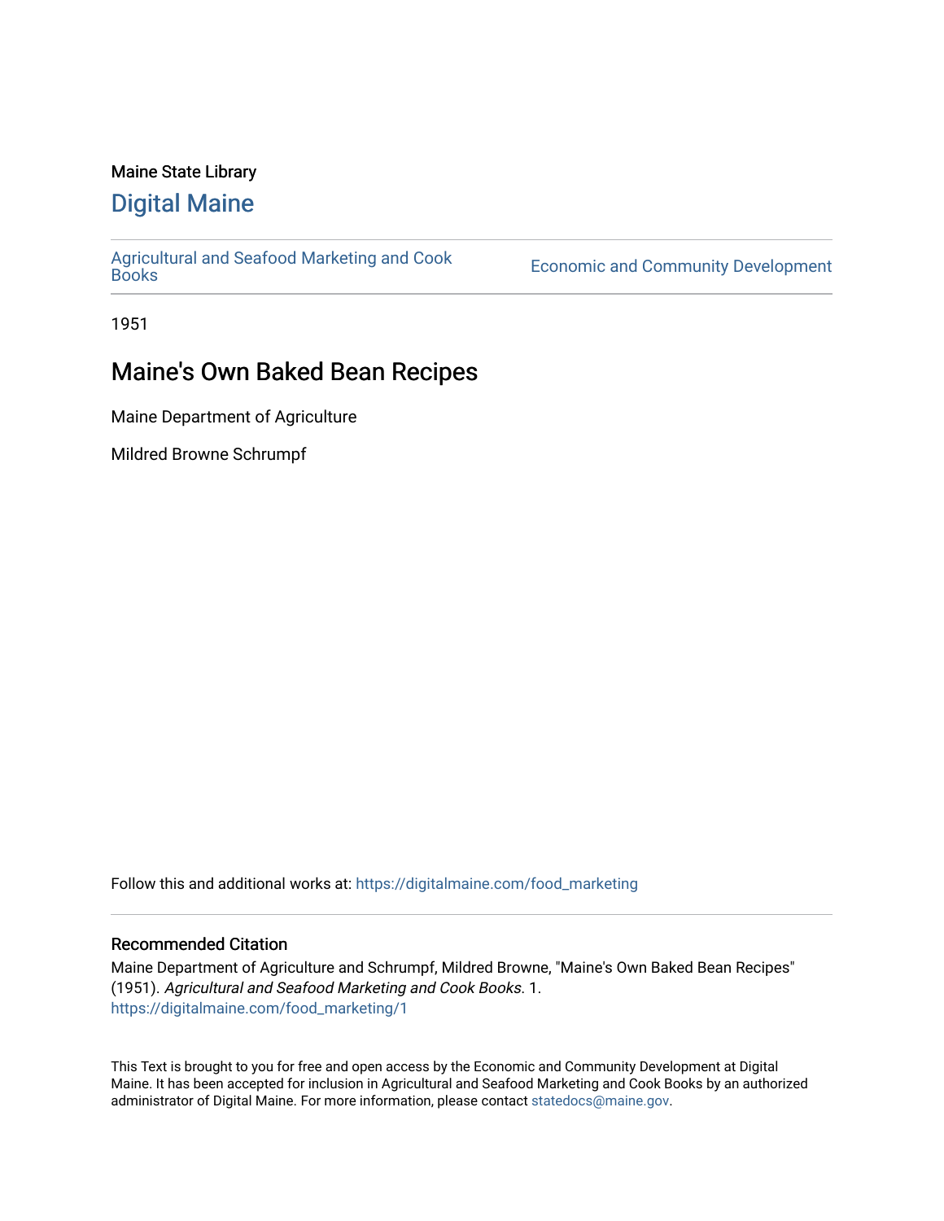Maine State Library

# Digital Maine

Agricultural and Seafood Marketing and Cook Books

Economic and Community Development

1951

## Maine's Own Baked Bean Recipes

Maine Department of Agriculture

Mildred Browne Schrumpf

Follow this and additional works at: https://digitalmaine.com/food_marketing

### Recommended Citation

Maine Department of Agriculture and Schrumpf, Mildred Browne, "Maine's Own Baked Bean Recipes" (1951). *Agricultural and Seafood Marketing and Cook Books*. 1.
https://digitalmaine.com/food_marketing/1

This Text is brought to you for free and open access by the Economic and Community Development at Digital Maine. It has been accepted for inclusion in Agricultural and Seafood Marketing and Cook Books by an authorized administrator of Digital Maine. For more information, please contact statedocs@maine.gov.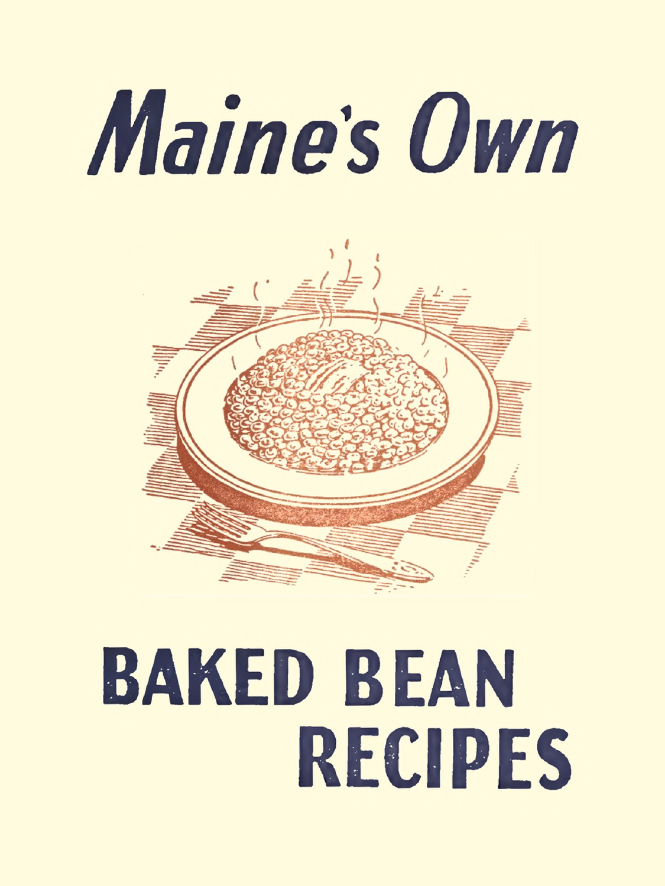# Maine's Own

# BAKED BEAN RECIPES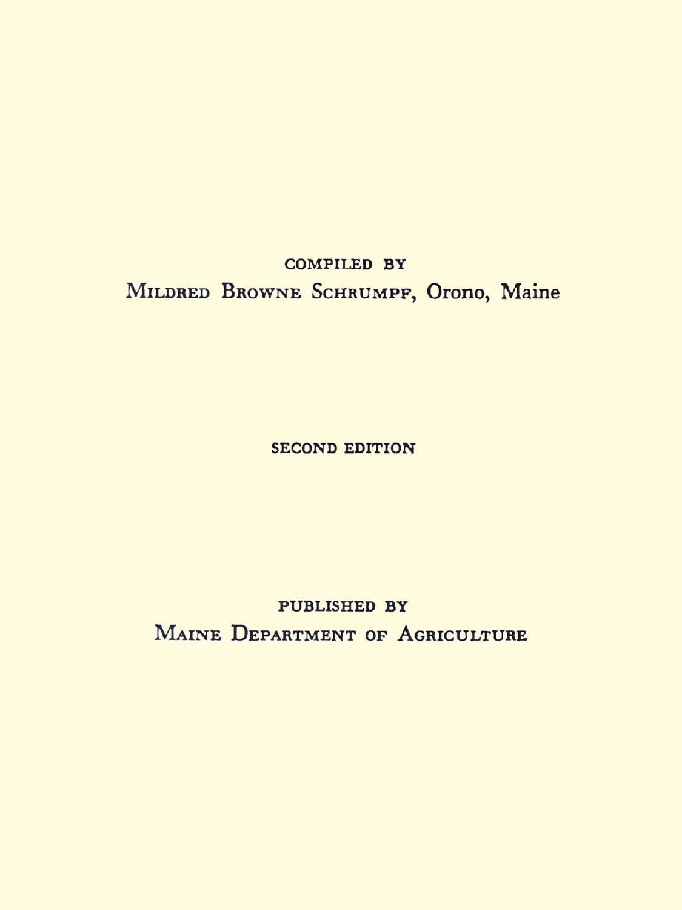COMPILED BY

MILDRED BROWNE SCHRUMPF, Orono, Maine

SECOND EDITION

PUBLISHED BY

MAINE DEPARTMENT OF AGRICULTURE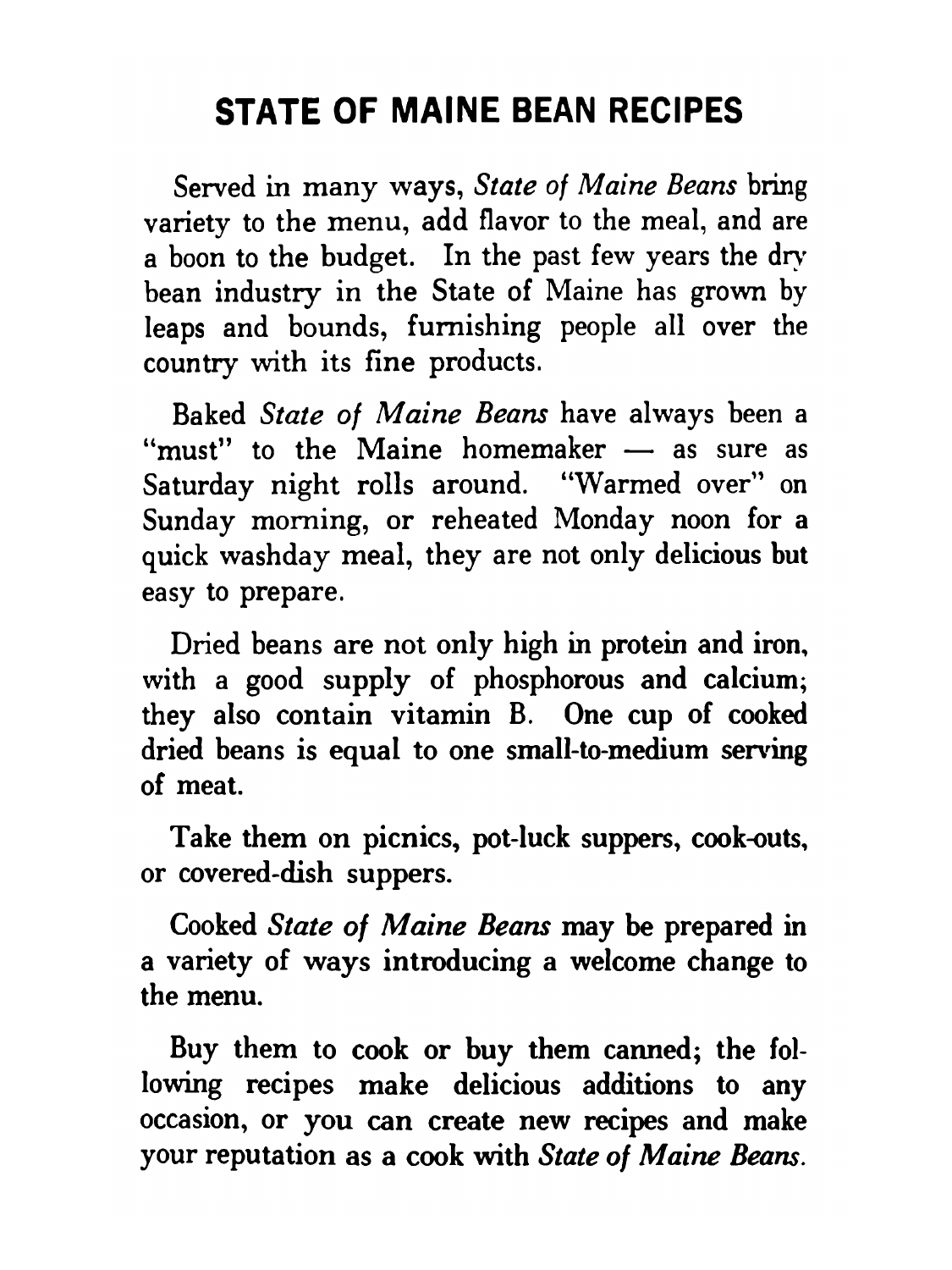# STATE OF MAINE BEAN RECIPES

Served in many ways, *State of Maine Beans* bring variety to the menu, add flavor to the meal, and are a boon to the budget. In the past few years the dry bean industry in the State of Maine has grown by leaps and bounds, furnishing people all over the country with its fine products.

Baked *State of Maine Beans* have always been a "must" to the Maine homemaker — as sure as Saturday night rolls around. "Warmed over" on Sunday morning, or reheated Monday noon for a quick washday meal, they are not only delicious but easy to prepare.

Dried beans are not only high in protein and iron, with a good supply of phosphorous and calcium; they also contain vitamin B. One cup of cooked dried beans is equal to one small-to-medium serving of meat.

Take them on picnics, pot-luck suppers, cook-outs, or covered-dish suppers.

Cooked *State of Maine Beans* may be prepared in a variety of ways introducing a welcome change to the menu.

Buy them to cook or buy them canned; the following recipes make delicious additions to any occasion, or you can create new recipes and make your reputation as a cook with *State of Maine Beans*.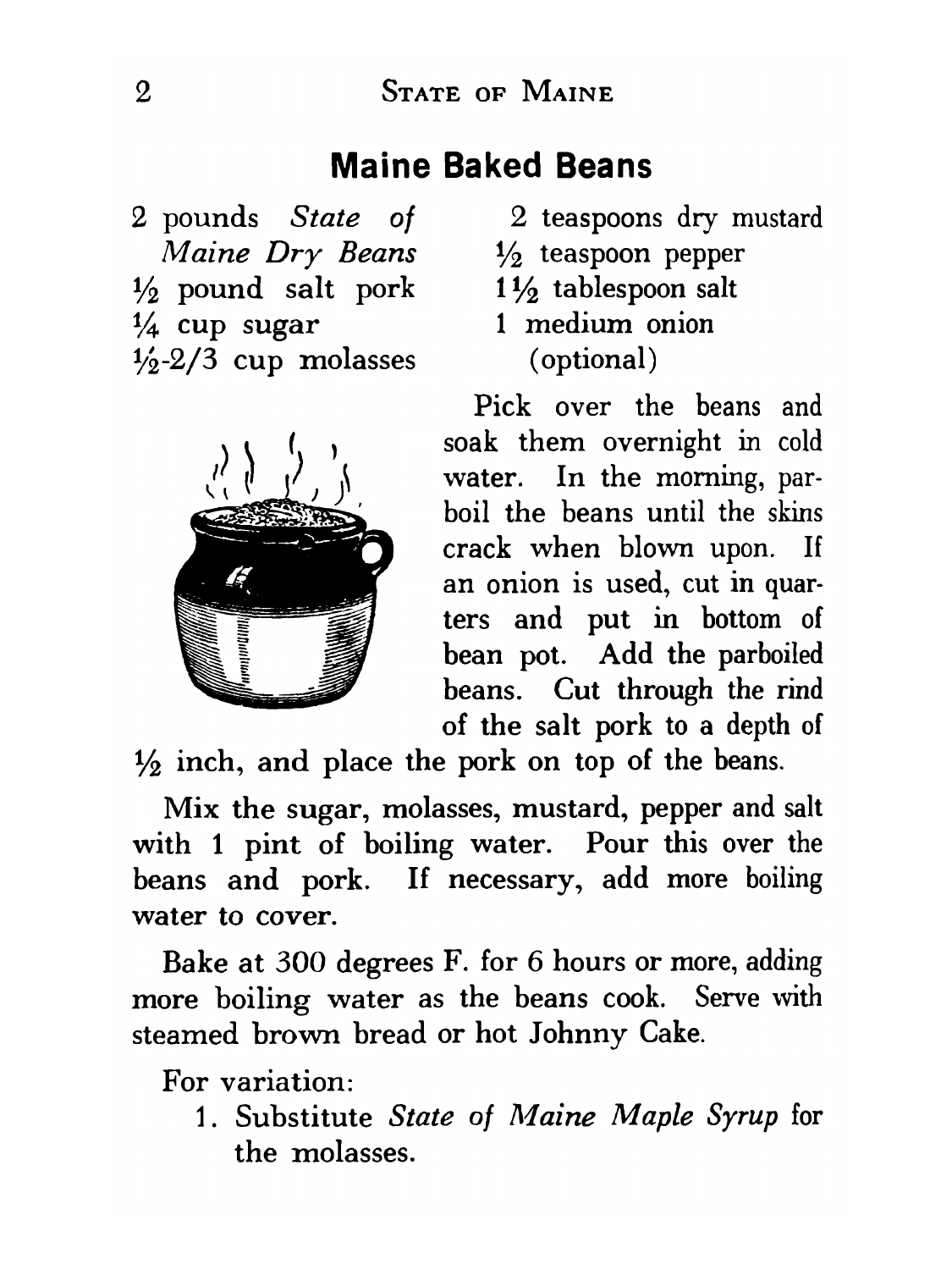## Maine Baked Beans

- 2 pounds *State of Maine Dry Beans*
- ½ pound salt pork
- ¼ cup sugar
- ½-2/3 cup molasses
- 2 teaspoons dry mustard
- ½ teaspoon pepper
- 1½ tablespoon salt
- 1 medium onion (optional)

Pick over the beans and soak them overnight in cold water. In the morning, parboil the beans until the skins crack when blown upon. If an onion is used, cut in quarters and put in bottom of bean pot. Add the parboiled beans. Cut through the rind of the salt pork to a depth of ½ inch, and place the pork on top of the beans.

Mix the sugar, molasses, mustard, pepper and salt with 1 pint of boiling water. Pour this over the beans and pork. If necessary, add more boiling water to cover.

Bake at 300 degrees F. for 6 hours or more, adding more boiling water as the beans cook. Serve with steamed brown bread or hot Johnny Cake.

For variation:

1. Substitute *State of Maine Maple Syrup* for the molasses.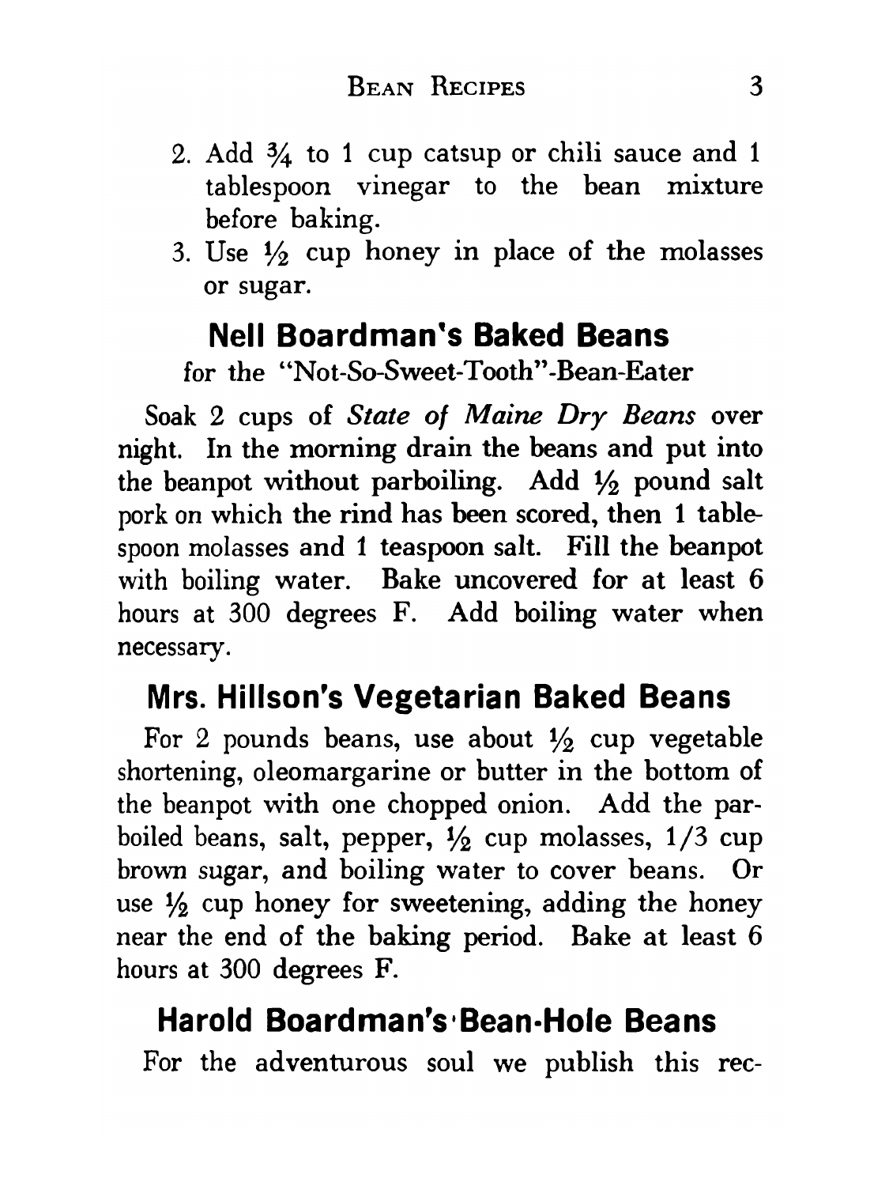2. Add ¾ to 1 cup catsup or chili sauce and 1 tablespoon vinegar to the bean mixture before baking.
3. Use ½ cup honey in place of the molasses or sugar.

## Nell Boardman's Baked Beans

for the "Not-So-Sweet-Tooth"-Bean-Eater

Soak 2 cups of *State of Maine Dry Beans* over night. In the morning drain the beans and put into the beanpot without parboiling. Add ½ pound salt pork on which the rind has been scored, then 1 tablespoon molasses and 1 teaspoon salt. Fill the beanpot with boiling water. Bake uncovered for at least 6 hours at 300 degrees F. Add boiling water when necessary.

## Mrs. Hillson's Vegetarian Baked Beans

For 2 pounds beans, use about ½ cup vegetable shortening, oleomargarine or butter in the bottom of the beanpot with one chopped onion. Add the parboiled beans, salt, pepper, ½ cup molasses, 1/3 cup brown sugar, and boiling water to cover beans. Or use ½ cup honey for sweetening, adding the honey near the end of the baking period. Bake at least 6 hours at 300 degrees F.

## Harold Boardman's Bean-Hole Beans

For the adventurous soul we publish this rec-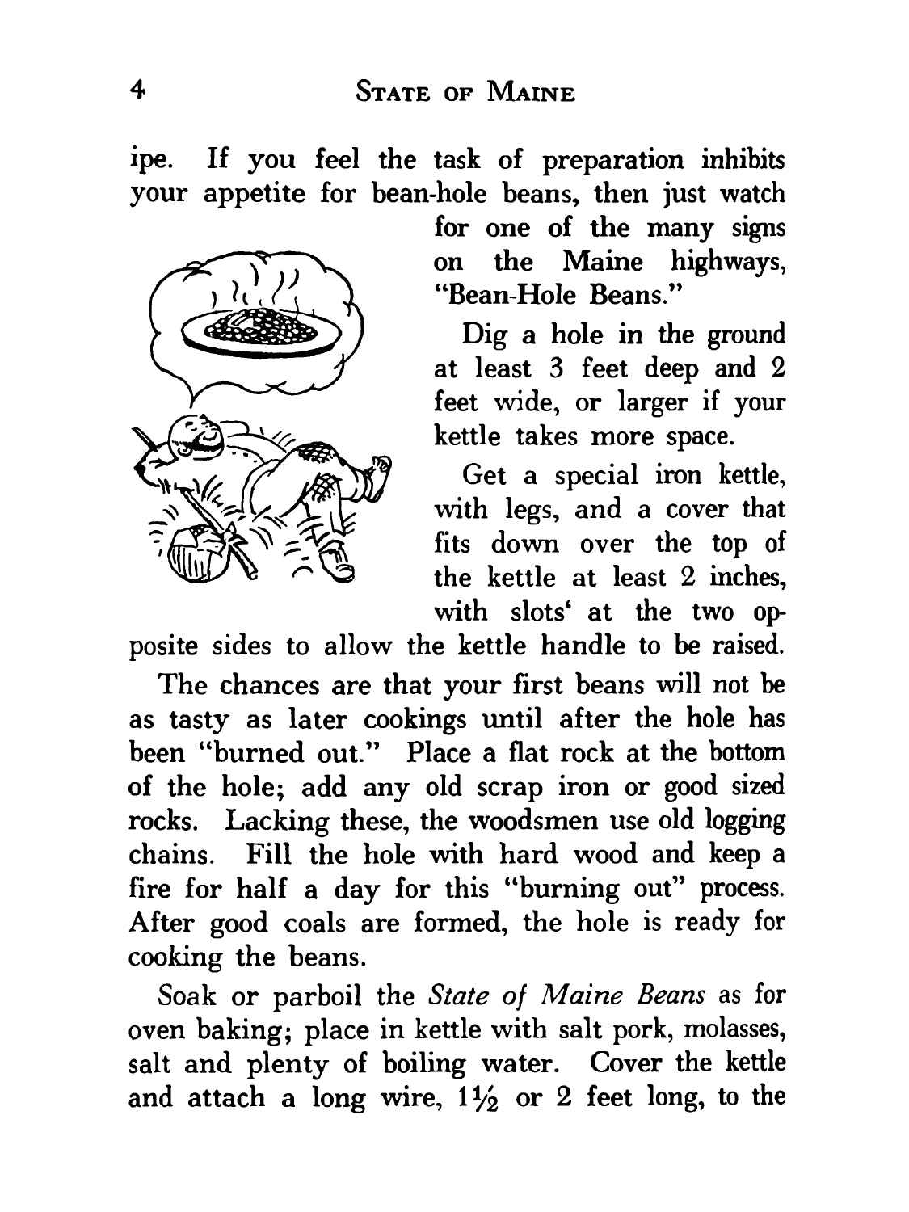ipe. If you feel the task of preparation inhibits your appetite for bean-hole beans, then just watch for one of the many signs on the Maine highways, "Bean-Hole Beans."

Dig a hole in the ground at least 3 feet deep and 2 feet wide, or larger if your kettle takes more space.

Get a special iron kettle, with legs, and a cover that fits down over the top of the kettle at least 2 inches, with slots' at the two opposite sides to allow the kettle handle to be raised.

The chances are that your first beans will not be as tasty as later cookings until after the hole has been "burned out." Place a flat rock at the bottom of the hole; add any old scrap iron or good sized rocks. Lacking these, the woodsmen use old logging chains. Fill the hole with hard wood and keep a fire for half a day for this "burning out" process. After good coals are formed, the hole is ready for cooking the beans.

Soak or parboil the *State of Maine Beans* as for oven baking; place in kettle with salt pork, molasses, salt and plenty of boiling water. Cover the kettle and attach a long wire, 1½ or 2 feet long, to the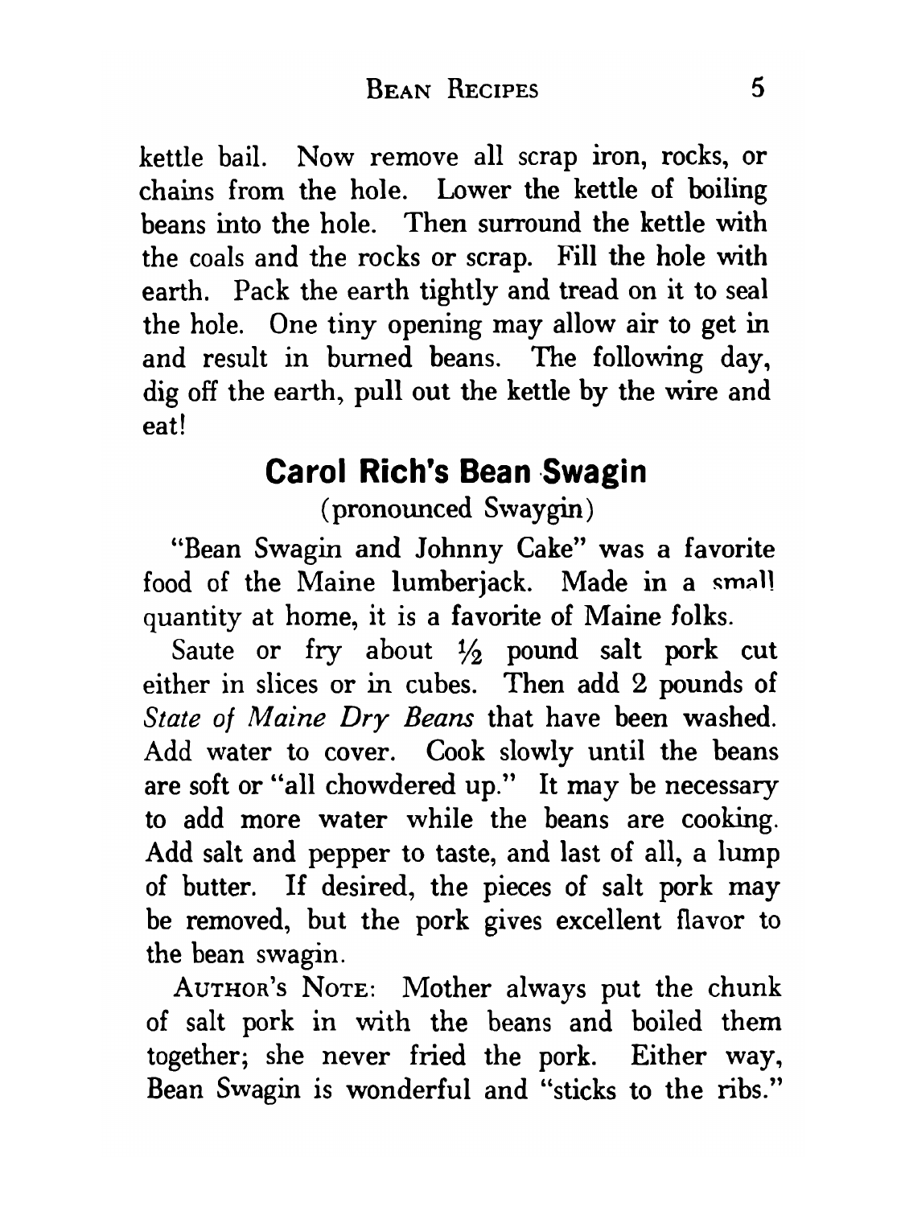kettle bail. Now remove all scrap iron, rocks, or chains from the hole. Lower the kettle of boiling beans into the hole. Then surround the kettle with the coals and the rocks or scrap. Fill the hole with earth. Pack the earth tightly and tread on it to seal the hole. One tiny opening may allow air to get in and result in burned beans. The following day, dig off the earth, pull out the kettle by the wire and eat!

## Carol Rich's Bean Swagin

(pronounced Swaygin)

"Bean Swagin and Johnny Cake" was a favorite food of the Maine lumberjack. Made in a small quantity at home, it is a favorite of Maine folks.

Saute or fry about ½ pound salt pork cut either in slices or in cubes. Then add 2 pounds of *State of Maine Dry Beans* that have been washed. Add water to cover. Cook slowly until the beans are soft or "all chowdered up." It may be necessary to add more water while the beans are cooking. Add salt and pepper to taste, and last of all, a lump of butter. If desired, the pieces of salt pork may be removed, but the pork gives excellent flavor to the bean swagin.

AUTHOR'S NOTE: Mother always put the chunk of salt pork in with the beans and boiled them together; she never fried the pork. Either way, Bean Swagin is wonderful and "sticks to the ribs."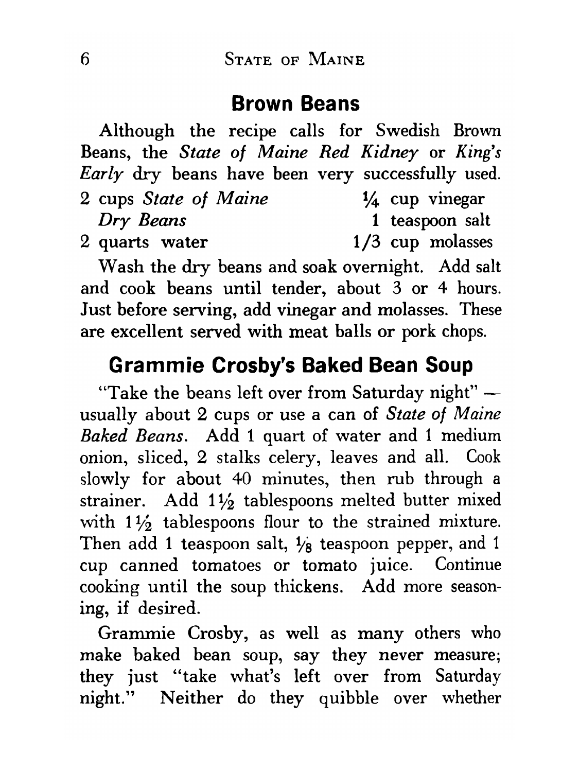## Brown Beans

Although the recipe calls for Swedish Brown Beans, the *State of Maine Red Kidney* or *King's Early* dry beans have been very successfully used.

- 2 cups *State of Maine Dry Beans*
- 2 quarts water
- ¼ cup vinegar
- 1 teaspoon salt
- 1/3 cup molasses

Wash the dry beans and soak overnight. Add salt and cook beans until tender, about 3 or 4 hours. Just before serving, add vinegar and molasses. These are excellent served with meat balls or pork chops.

## Grammie Crosby's Baked Bean Soup

"Take the beans left over from Saturday night" — usually about 2 cups or use a can of *State of Maine Baked Beans*. Add 1 quart of water and 1 medium onion, sliced, 2 stalks celery, leaves and all. Cook slowly for about 40 minutes, then rub through a strainer. Add 1½ tablespoons melted butter mixed with 1½ tablespoons flour to the strained mixture. Then add 1 teaspoon salt, ⅛ teaspoon pepper, and 1 cup canned tomatoes or tomato juice. Continue cooking until the soup thickens. Add more seasoning, if desired.

Grammie Crosby, as well as many others who make baked bean soup, say they never measure; they just "take what's left over from Saturday night." Neither do they quibble over whether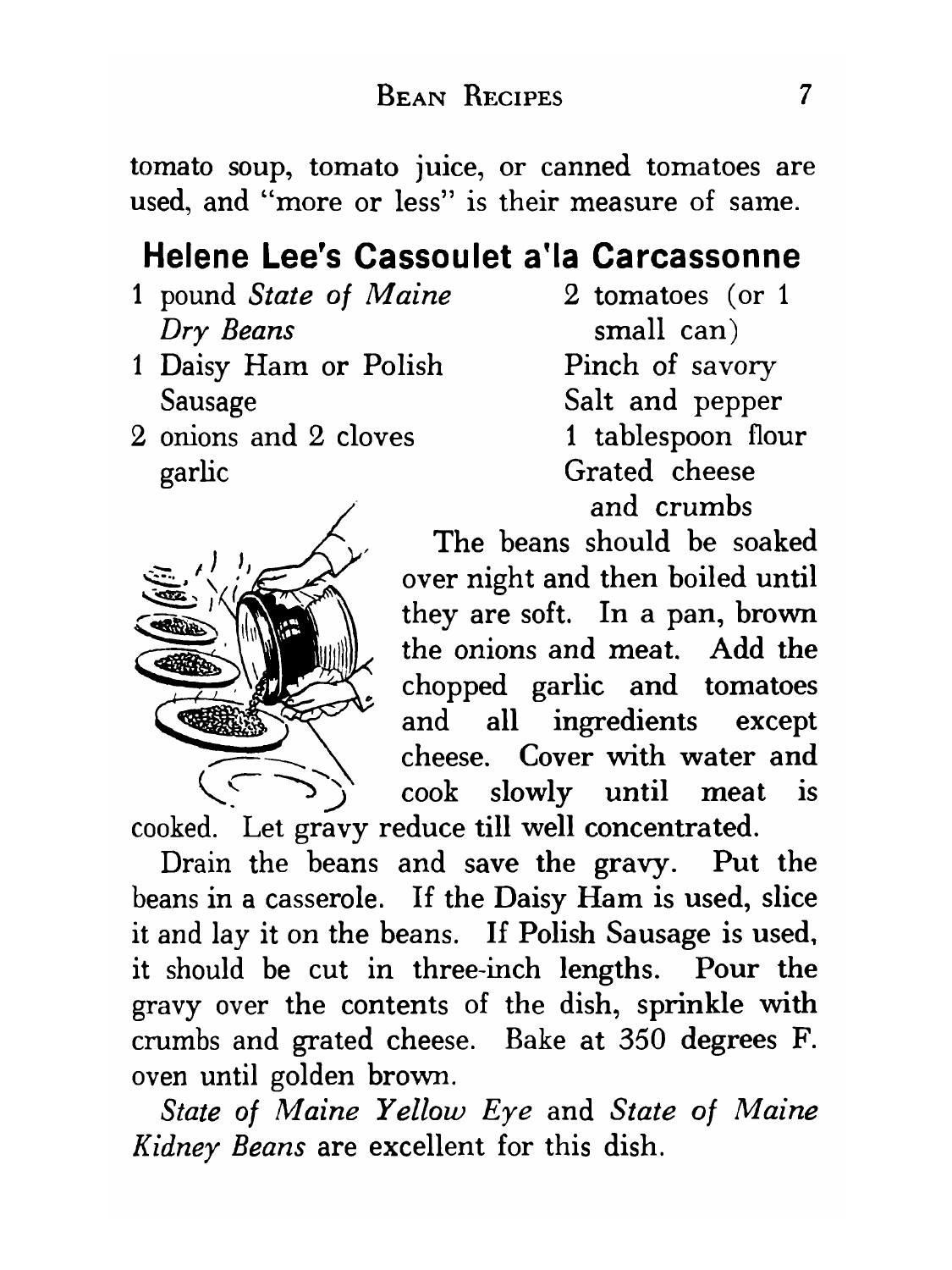tomato soup, tomato juice, or canned tomatoes are used, and "more or less" is their measure of same.

## Helene Lee's Cassoulet a'la Carcassonne

- 1 pound *State of Maine Dry Beans*
- 1 Daisy Ham or Polish Sausage
- 2 onions and 2 cloves garlic
- 2 tomatoes (or 1 small can)
- Pinch of savory
- Salt and pepper
- 1 tablespoon flour
- Grated cheese and crumbs

The beans should be soaked over night and then boiled until they are soft. In a pan, brown the onions and meat. Add the chopped garlic and tomatoes and all ingredients except cheese. Cover with water and cook slowly until meat is cooked. Let gravy reduce till well concentrated.

Drain the beans and save the gravy. Put the beans in a casserole. If the Daisy Ham is used, slice it and lay it on the beans. If Polish Sausage is used, it should be cut in three-inch lengths. Pour the gravy over the contents of the dish, sprinkle with crumbs and grated cheese. Bake at 350 degrees F. oven until golden brown.

*State of Maine Yellow Eye* and *State of Maine Kidney Beans* are excellent for this dish.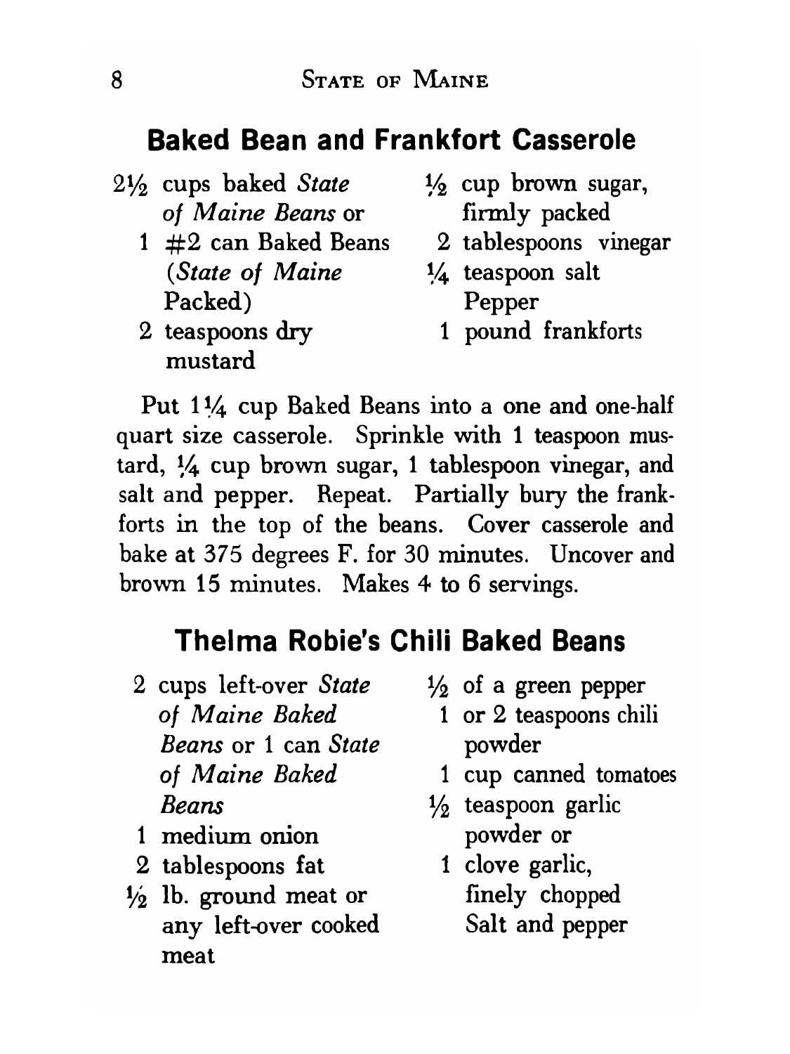## Baked Bean and Frankfort Casserole

- 2½ cups baked *State of Maine Beans* or
- 1 #2 can Baked Beans (*State of Maine* Packed)
- 2 teaspoons dry mustard
- ½ cup brown sugar, firmly packed
- 2 tablespoons vinegar
- ¼ teaspoon salt
- Pepper
- 1 pound frankforts

Put 1¼ cup Baked Beans into a one and one-half quart size casserole. Sprinkle with 1 teaspoon mustard, ¼ cup brown sugar, 1 tablespoon vinegar, and salt and pepper. Repeat. Partially bury the frankforts in the top of the beans. Cover casserole and bake at 375 degrees F. for 30 minutes. Uncover and brown 15 minutes. Makes 4 to 6 servings.

## Thelma Robie's Chili Baked Beans

- 2 cups left-over *State of Maine Baked Beans* or 1 can *State of Maine Baked Beans*
- 1 medium onion
- 2 tablespoons fat
- ½ lb. ground meat or any left-over cooked meat
- ½ of a green pepper
- 1 or 2 teaspoons chili powder
- 1 cup canned tomatoes
- ½ teaspoon garlic powder or
- 1 clove garlic, finely chopped
- Salt and pepper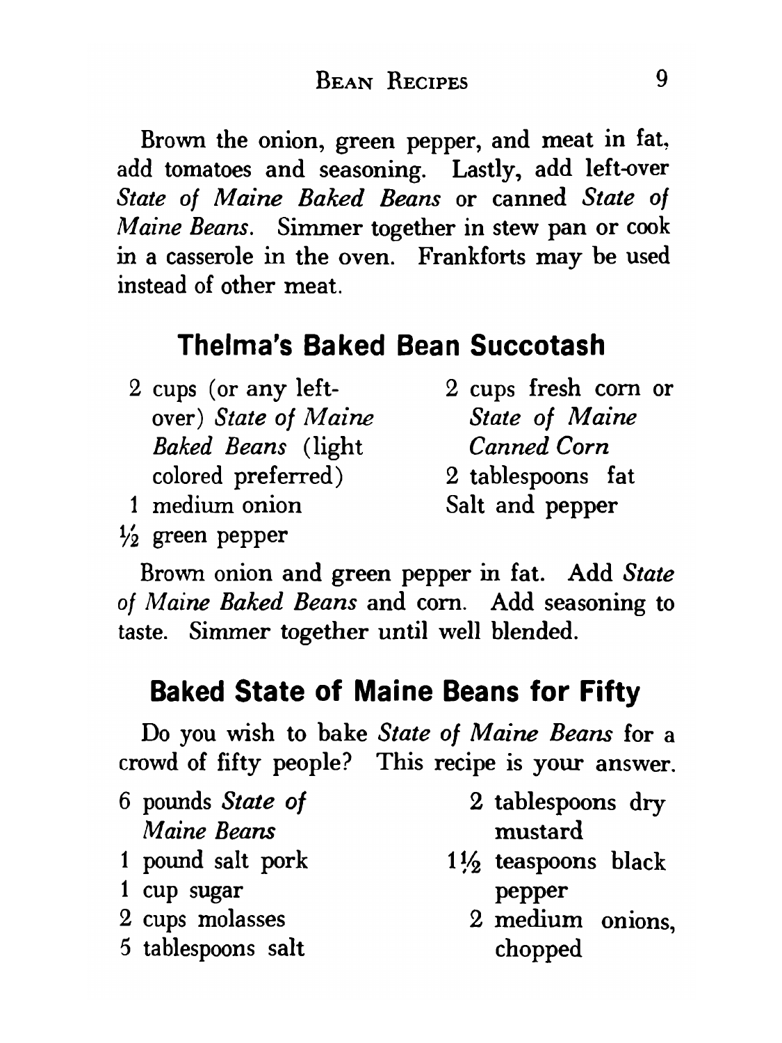Brown the onion, green pepper, and meat in fat, add tomatoes and seasoning. Lastly, add left-over *State of Maine Baked Beans* or canned *State of Maine Beans*. Simmer together in stew pan or cook in a casserole in the oven. Frankforts may be used instead of other meat.

## Thelma's Baked Bean Succotash

- 2 cups (or any left-over) *State of Maine Baked Beans* (light colored preferred)
- 1 medium onion
- ½ green pepper
- 2 cups fresh corn or *State of Maine Canned Corn*
- 2 tablespoons fat
- Salt and pepper

Brown onion and green pepper in fat. Add *State of Maine Baked Beans* and corn. Add seasoning to taste. Simmer together until well blended.

## Baked State of Maine Beans for Fifty

Do you wish to bake *State of Maine Beans* for a crowd of fifty people? This recipe is your answer.

- 6 pounds *State of Maine Beans*
- 1 pound salt pork
- 1 cup sugar
- 2 cups molasses
- 5 tablespoons salt
- 2 tablespoons dry mustard
- 1½ teaspoons black pepper
- 2 medium onions, chopped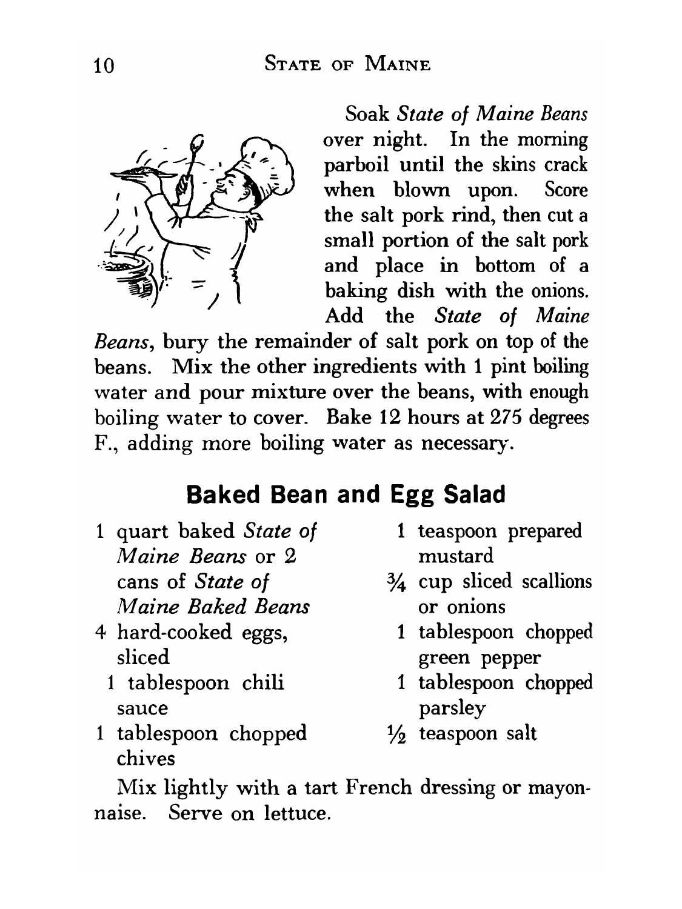Soak *State of Maine Beans* over night. In the morning parboil until the skins crack when blown upon. Score the salt pork rind, then cut a small portion of the salt pork and place in bottom of a baking dish with the onions. Add the *State of Maine Beans*, bury the remainder of salt pork on top of the beans. Mix the other ingredients with 1 pint boiling water and pour mixture over the beans, with enough boiling water to cover. Bake 12 hours at 275 degrees F., adding more boiling water as necessary.

## Baked Bean and Egg Salad

- 1 quart baked *State of Maine Beans* or 2 cans of *State of Maine Baked Beans*
- 4 hard-cooked eggs, sliced
- 1 tablespoon chili sauce
- 1 tablespoon chopped chives
- 1 teaspoon prepared mustard
- ¾ cup sliced scallions or onions
- 1 tablespoon chopped green pepper
- 1 tablespoon chopped parsley
- ½ teaspoon salt

Mix lightly with a tart French dressing or mayonnaise. Serve on lettuce.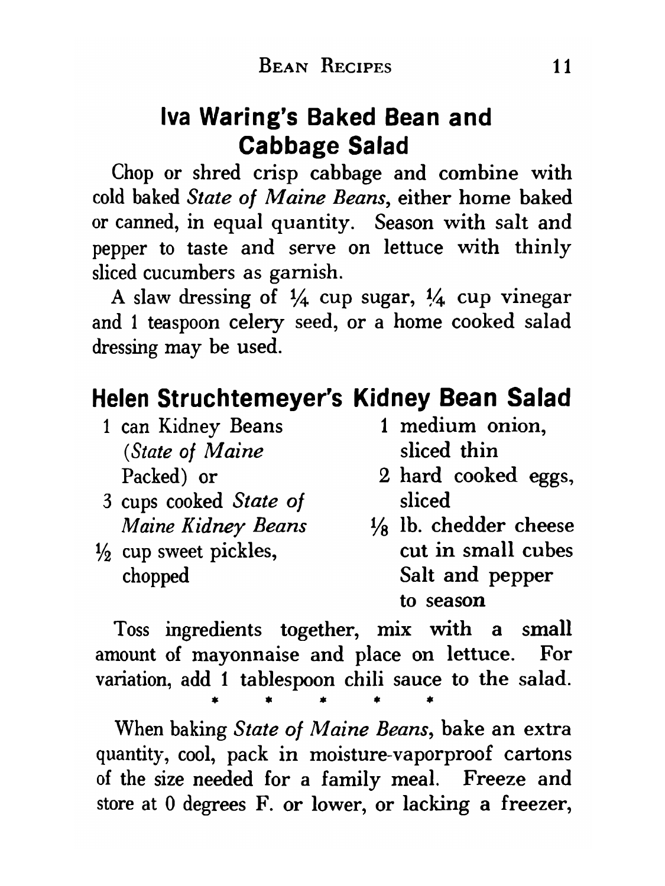## Iva Waring's Baked Bean and Cabbage Salad

Chop or shred crisp cabbage and combine with cold baked *State of Maine Beans*, either home baked or canned, in equal quantity. Season with salt and pepper to taste and serve on lettuce with thinly sliced cucumbers as garnish.

A slaw dressing of ¼ cup sugar, ¼ cup vinegar and 1 teaspoon celery seed, or a home cooked salad dressing may be used.

## Helen Struchtemeyer's Kidney Bean Salad

- 1 can Kidney Beans (*State of Maine* Packed) or
- 3 cups cooked *State of Maine Kidney Beans*
- ½ cup sweet pickles, chopped
- 1 medium onion, sliced thin
- 2 hard cooked eggs, sliced
- ⅛ lb. chedder cheese cut in small cubes
- Salt and pepper to season

Toss ingredients together, mix with a small amount of mayonnaise and place on lettuce. For variation, add 1 tablespoon chili sauce to the salad.

\* \* \* \* \*

When baking *State of Maine Beans*, bake an extra quantity, cool, pack in moisture-vaporproof cartons of the size needed for a family meal. Freeze and store at 0 degrees F. or lower, or lacking a freezer,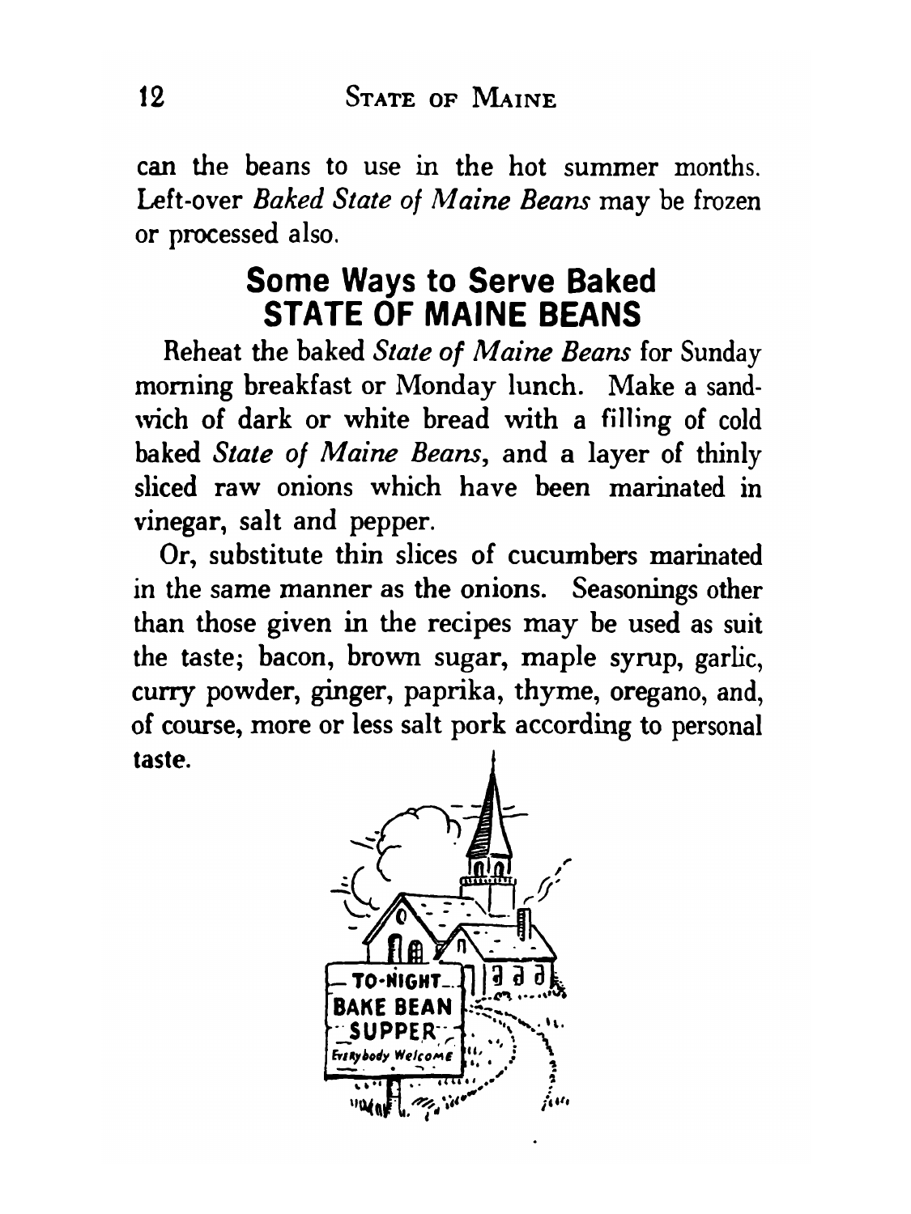can the beans to use in the hot summer months. Left-over *Baked State of Maine Beans* may be frozen or processed also.

## Some Ways to Serve Baked STATE OF MAINE BEANS

Reheat the baked *State of Maine Beans* for Sunday morning breakfast or Monday lunch. Make a sandwich of dark or white bread with a filling of cold baked *State of Maine Beans*, and a layer of thinly sliced raw onions which have been marinated in vinegar, salt and pepper.

Or, substitute thin slices of cucumbers marinated in the same manner as the onions. Seasonings other than those given in the recipes may be used as suit the taste; bacon, brown sugar, maple syrup, garlic, curry powder, ginger, paprika, thyme, oregano, and, of course, more or less salt pork according to personal taste.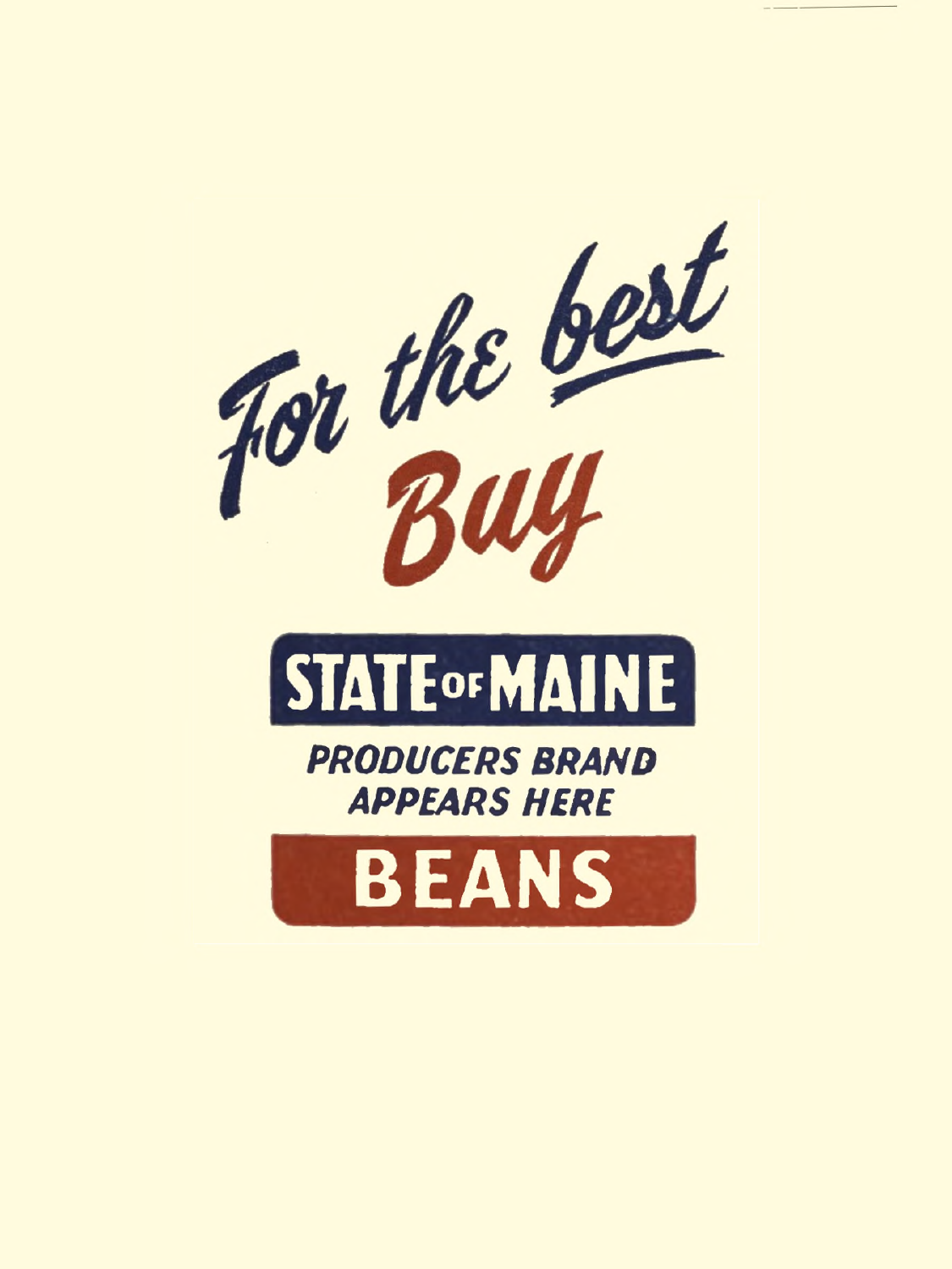*For the best*

*Buy*

**STATE OF MAINE**

*PRODUCERS BRAND APPEARS HERE*

**BEANS**